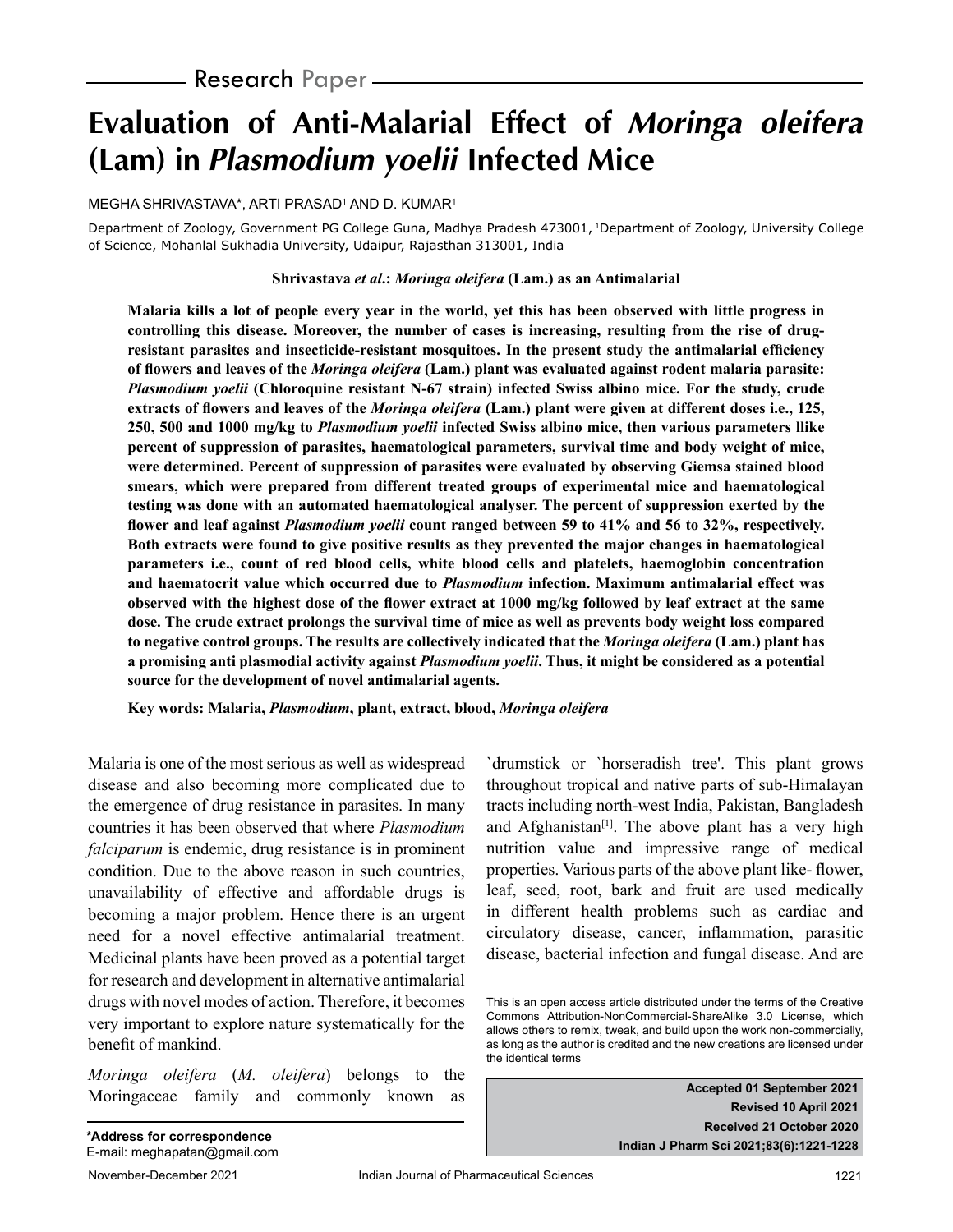Research Paper

# Evaluation of Anti-Malarial Effect of *Moringa oleifera* (Lam) in *Plasmodium yoelii* Infected Mice

MEGHA SHRIVASTAVA*, ARTI PRASAD[1] AND D. KUMAR[1]

Department of Zoology, Government PG College Guna, Madhya Pradesh 473001, [1]Department of Zoology, University College of Science, Mohanlal Sukhadia University, Udaipur, Rajasthan 313001, India

**Shrivastava *et al*.: *Moringa oleifera* (Lam.) as an Antimalarial**

**Malaria kills a lot of people every year in the world, yet this has been observed with little progress in controlling this disease. Moreover, the number of cases is increasing, resulting from the rise of drug-resistant parasites and insecticide-resistant mosquitoes. In the present study the antimalarial efficiency of flowers and leaves of the *Moringa oleifera* (Lam.) plant was evaluated against rodent malaria parasite: *Plasmodium yoelii* (Chloroquine resistant N-67 strain) infected Swiss albino mice. For the study, crude extracts of flowers and leaves of the *Moringa oleifera* (Lam.) plant were given at different doses i.e., 125, 250, 500 and 1000 mg/kg to *Plasmodium yoelii* infected Swiss albino mice, then various parameters llike percent of suppression of parasites, haematological parameters, survival time and body weight of mice, were determined. Percent of suppression of parasites were evaluated by observing Giemsa stained blood smears, which were prepared from different treated groups of experimental mice and haematological testing was done with an automated haematological analyser. The percent of suppression exerted by the flower and leaf against *Plasmodium yoelii* count ranged between 59 to 41% and 56 to 32%, respectively. Both extracts were found to give positive results as they prevented the major changes in haematological parameters i.e., count of red blood cells, white blood cells and platelets, haemoglobin concentration and haematocrit value which occurred due to *Plasmodium* infection. Maximum antimalarial effect was observed with the highest dose of the flower extract at 1000 mg/kg followed by leaf extract at the same dose. The crude extract prolongs the survival time of mice as well as prevents body weight loss compared to negative control groups. The results are collectively indicated that the *Moringa oleifera* (Lam.) plant has a promising anti plasmodial activity against *Plasmodium yoelii*. Thus, it might be considered as a potential source for the development of novel antimalarial agents.**

**Key words: Malaria, *Plasmodium*, plant, extract, blood, *Moringa oleifera***

Malaria is one of the most serious as well as widespread disease and also becoming more complicated due to the emergence of drug resistance in parasites. In many countries it has been observed that where *Plasmodium falciparum* is endemic, drug resistance is in prominent condition. Due to the above reason in such countries, unavailability of effective and affordable drugs is becoming a major problem. Hence there is an urgent need for a novel effective antimalarial treatment. Medicinal plants have been proved as a potential target for research and development in alternative antimalarial drugs with novel modes of action. Therefore, it becomes very important to explore nature systematically for the benefit of mankind.

*Moringa oleifera* (*M. oleifera*) belongs to the Moringaceae family and commonly known as `drumstick or `horseradish tree'. This plant grows throughout tropical and native parts of sub-Himalayan tracts including north-west India, Pakistan, Bangladesh and Afghanistan[1]. The above plant has a very high nutrition value and impressive range of medical properties. Various parts of the above plant like- flower, leaf, seed, root, bark and fruit are used medically in different health problems such as cardiac and circulatory disease, cancer, inflammation, parasitic disease, bacterial infection and fungal disease. And are

This is an open access article distributed under the terms of the Creative Commons Attribution-NonCommercial-ShareAlike 3.0 License, which allows others to remix, tweak, and build upon the work non-commercially, as long as the author is credited and the new creations are licensed under the identical terms

**Accepted 01 September 2021**
**Revised 10 April 2021**
**Received 21 October 2020**
**Indian J Pharm Sci 2021;83(6):1221-1228**

**\*Address for correspondence**
E-mail: meghapatan@gmail.com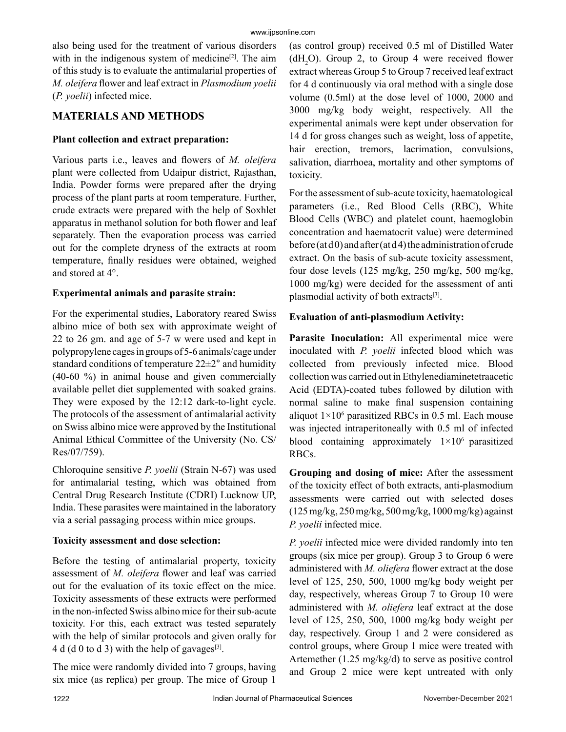also being used for the treatment of various disorders with in the indigenous system of medicine[2]. The aim of this study is to evaluate the antimalarial properties of *M. oleifera* flower and leaf extract in *Plasmodium yoelii* (*P. yoelii*) infected mice.

## MATERIALS AND METHODS

### Plant collection and extract preparation:

Various parts i.e., leaves and flowers of *M. oleifera* plant were collected from Udaipur district, Rajasthan, India. Powder forms were prepared after the drying process of the plant parts at room temperature. Further, crude extracts were prepared with the help of Soxhlet apparatus in methanol solution for both flower and leaf separately. Then the evaporation process was carried out for the complete dryness of the extracts at room temperature, finally residues were obtained, weighed and stored at 4°.

### Experimental animals and parasite strain:

For the experimental studies, Laboratory reared Swiss albino mice of both sex with approximate weight of 22 to 26 gm. and age of 5-7 w were used and kept in polypropylene cages in groups of 5-6 animals/cage under standard conditions of temperature 22±2° and humidity (40-60 %) in animal house and given commercially available pellet diet supplemented with soaked grains. They were exposed by the 12:12 dark-to-light cycle. The protocols of the assessment of antimalarial activity on Swiss albino mice were approved by the Institutional Animal Ethical Committee of the University (No. CS/Res/07/759).

Chloroquine sensitive *P. yoelii* (Strain N-67) was used for antimalarial testing, which was obtained from Central Drug Research Institute (CDRI) Lucknow UP, India. These parasites were maintained in the laboratory via a serial passaging process within mice groups.

### Toxicity assessment and dose selection:

Before the testing of antimalarial property, toxicity assessment of *M. oleifera* flower and leaf was carried out for the evaluation of its toxic effect on the mice. Toxicity assessments of these extracts were performed in the non-infected Swiss albino mice for their sub-acute toxicity. For this, each extract was tested separately with the help of similar protocols and given orally for 4 d (d 0 to d 3) with the help of gavages[3].

The mice were randomly divided into 7 groups, having six mice (as replica) per group. The mice of Group 1 (as control group) received 0.5 ml of Distilled Water ($dH_2O$). Group 2, to Group 4 were received flower extract whereas Group 5 to Group 7 received leaf extract for 4 d continuously via oral method with a single dose volume (0.5ml) at the dose level of 1000, 2000 and 3000 mg/kg body weight, respectively. All the experimental animals were kept under observation for 14 d for gross changes such as weight, loss of appetite, hair erection, tremors, lacrimation, convulsions, salivation, diarrhoea, mortality and other symptoms of toxicity.

For the assessment of sub-acute toxicity, haematological parameters (i.e., Red Blood Cells (RBC), White Blood Cells (WBC) and platelet count, haemoglobin concentration and haematocrit value) were determined before (at d 0) and after (at d 4) the administration of crude extract. On the basis of sub-acute toxicity assessment, four dose levels (125 mg/kg, 250 mg/kg, 500 mg/kg, 1000 mg/kg) were decided for the assessment of anti plasmodial activity of both extracts[3].

### Evaluation of anti-plasmodium Activity:

**Parasite Inoculation:** All experimental mice were inoculated with *P. yoelii* infected blood which was collected from previously infected mice. Blood collection was carried out in Ethylenediaminetetraacetic Acid (EDTA)-coated tubes followed by dilution with normal saline to make final suspension containing aliquot $1\times10^6$ parasitized RBCs in 0.5 ml. Each mouse was injected intraperitoneally with 0.5 ml of infected blood containing approximately $1\times10^6$ parasitized RBCs.

**Grouping and dosing of mice:** After the assessment of the toxicity effect of both extracts, anti-plasmodium assessments were carried out with selected doses (125 mg/kg, 250 mg/kg, 500 mg/kg, 1000 mg/kg) against *P. yoelii* infected mice.

*P. yoelii* infected mice were divided randomly into ten groups (six mice per group). Group 3 to Group 6 were administered with *M. oliefera* flower extract at the dose level of 125, 250, 500, 1000 mg/kg body weight per day, respectively, whereas Group 7 to Group 10 were administered with *M. oliefera* leaf extract at the dose level of 125, 250, 500, 1000 mg/kg body weight per day, respectively. Group 1 and 2 were considered as control groups, where Group 1 mice were treated with Artemether (1.25 mg/kg/d) to serve as positive control and Group 2 mice were kept untreated with only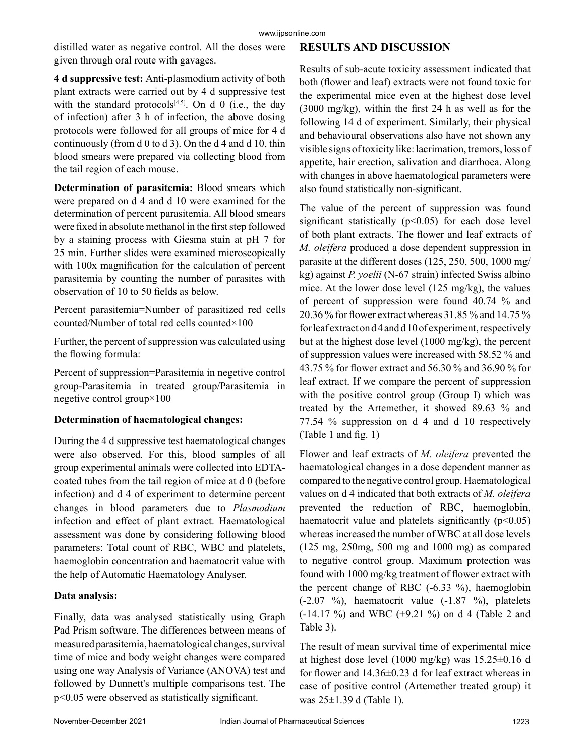distilled water as negative control. All the doses were given through oral route with gavages.

**4 d suppressive test:** Anti-plasmodium activity of both plant extracts were carried out by 4 d suppressive test with the standard protocols[4,5]. On d 0 (i.e., the day of infection) after 3 h of infection, the above dosing protocols were followed for all groups of mice for 4 d continuously (from d 0 to d 3). On the d 4 and d 10, thin blood smears were prepared via collecting blood from the tail region of each mouse.

**Determination of parasitemia:** Blood smears which were prepared on d 4 and d 10 were examined for the determination of percent parasitemia. All blood smears were fixed in absolute methanol in the first step followed by a staining process with Giesma stain at pH 7 for 25 min. Further slides were examined microscopically with 100x magnification for the calculation of percent parasitemia by counting the number of parasites with observation of 10 to 50 fields as below.

Percent parasitemia=Number of parasitized red cells counted/Number of total red cells counted×100

Further, the percent of suppression was calculated using the flowing formula:

Percent of suppression=Parasitemia in negetive control group-Parasitemia in treated group/Parasitemia in negetive control group×100

**Determination of haematological changes:**

During the 4 d suppressive test haematological changes were also observed. For this, blood samples of all group experimental animals were collected into EDTA-coated tubes from the tail region of mice at d 0 (before infection) and d 4 of experiment to determine percent changes in blood parameters due to *Plasmodium* infection and effect of plant extract. Haematological assessment was done by considering following blood parameters: Total count of RBC, WBC and platelets, haemoglobin concentration and haematocrit value with the help of Automatic Haematology Analyser.

**Data analysis:**

Finally, data was analysed statistically using Graph Pad Prism software. The differences between means of measured parasitemia, haematological changes, survival time of mice and body weight changes were compared using one way Analysis of Variance (ANOVA) test and followed by Dunnett's multiple comparisons test. The $p<0.05$ were observed as statistically significant.

## RESULTS AND DISCUSSION

Results of sub-acute toxicity assessment indicated that both (flower and leaf) extracts were not found toxic for the experimental mice even at the highest dose level (3000 mg/kg), within the first 24 h as well as for the following 14 d of experiment. Similarly, their physical and behavioural observations also have not shown any visible signs of toxicity like: lacrimation, tremors, loss of appetite, hair erection, salivation and diarrhoea. Along with changes in above haematological parameters were also found statistically non-significant.

The value of the percent of suppression was found significant statistically ($p<0.05$) for each dose level of both plant extracts. The flower and leaf extracts of *M. oleifera* produced a dose dependent suppression in parasite at the different doses (125, 250, 500, 1000 mg/kg) against *P. yoelii* (N-67 strain) infected Swiss albino mice. At the lower dose level (125 mg/kg), the values of percent of suppression were found 40.74 % and 20.36 % for flower extract whereas 31.85 % and 14.75 % for leaf extract on d 4 and d 10 of experiment, respectively but at the highest dose level (1000 mg/kg), the percent of suppression values were increased with 58.52 % and 43.75 % for flower extract and 56.30 % and 36.90 % for leaf extract. If we compare the percent of suppression with the positive control group (Group I) which was treated by the Artemether, it showed 89.63 % and 77.54 % suppression on d 4 and d 10 respectively (Table 1 and fig. 1)

Flower and leaf extracts of *M. oleifera* prevented the haematological changes in a dose dependent manner as compared to the negative control group. Haematological values on d 4 indicated that both extracts of *M. oleifera* prevented the reduction of RBC, haemoglobin, haematocrit value and platelets significantly ($p<0.05$) whereas increased the number of WBC at all dose levels (125 mg, 250mg, 500 mg and 1000 mg) as compared to negative control group. Maximum protection was found with 1000 mg/kg treatment of flower extract with the percent change of RBC (-6.33 %), haemoglobin (-2.07 %), haematocrit value (-1.87 %), platelets (-14.17 %) and WBC (+9.21 %) on d 4 (Table 2 and Table 3).

The result of mean survival time of experimental mice at highest dose level (1000 mg/kg) was 15.25±0.16 d for flower and 14.36±0.23 d for leaf extract whereas in case of positive control (Artemether treated group) it was 25±1.39 d (Table 1).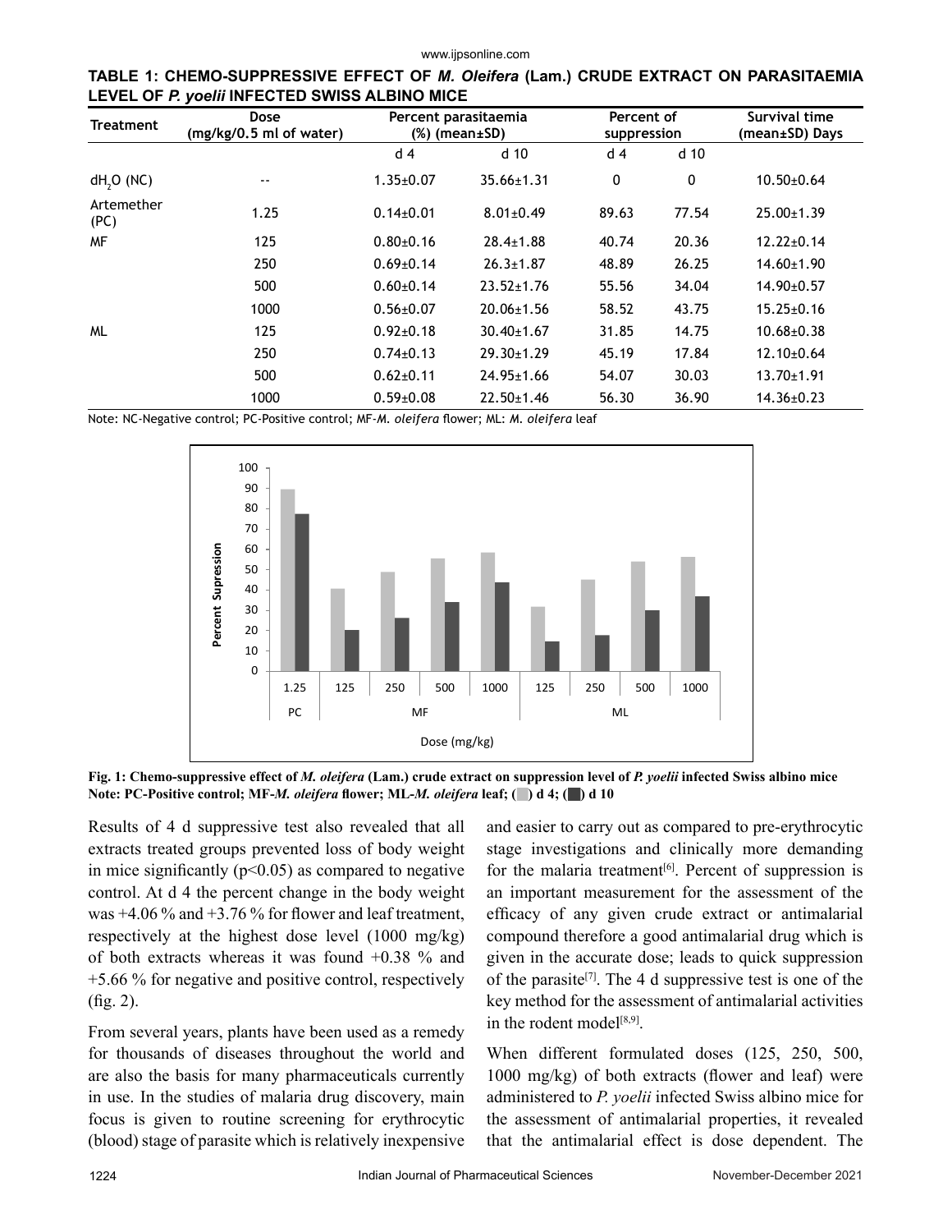**TABLE 1: CHEMO-SUPPRESSIVE EFFECT OF *M. Oleifera* (Lam.) CRUDE EXTRACT ON PARASITAEMIA LEVEL OF *P. yoelii* INFECTED SWISS ALBINO MICE**

| Treatment | Dose (mg/kg/0.5 ml of water) | Percent parasitaemia (%) (mean±SD) | | Percent of suppression | | Survival time (mean±SD) Days |
|---|---|---|---|---|---|---|
| | | d 4 | d 10 | d 4 | d 10 | |
| $dH_2O$ (NC) | -- | 1.35±0.07 | 35.66±1.31 | 0 | 0 | 10.50±0.64 |
| Artemether (PC) | 1.25 | 0.14±0.01 | 8.01±0.49 | 89.63 | 77.54 | 25.00±1.39 |
| MF | 125 | 0.80±0.16 | 28.4±1.88 | 40.74 | 20.36 | 12.22±0.14 |
| | 250 | 0.69±0.14 | 26.3±1.87 | 48.89 | 26.25 | 14.60±1.90 |
| | 500 | 0.60±0.14 | 23.52±1.76 | 55.56 | 34.04 | 14.90±0.57 |
| | 1000 | 0.56±0.07 | 20.06±1.56 | 58.52 | 43.75 | 15.25±0.16 |
| ML | 125 | 0.92±0.18 | 30.40±1.67 | 31.85 | 14.75 | 10.68±0.38 |
| | 250 | 0.74±0.13 | 29.30±1.29 | 45.19 | 17.84 | 12.10±0.64 |
| | 500 | 0.62±0.11 | 24.95±1.66 | 54.07 | 30.03 | 13.70±1.91 |
| | 1000 | 0.59±0.08 | 22.50±1.46 | 56.30 | 36.90 | 14.36±0.23 |

Note: NC-Negative control; PC-Positive control; MF-*M. oleifera* flower; ML: *M. oleifera* leaf

**Fig. 1: Chemo-suppressive effect of *M. oleifera* (Lam.) crude extract on suppression level of *P. yoelii* infected Swiss albino mice**
**Note: PC-Positive control; MF-*M. oleifera* flower; ML-*M. oleifera* leaf; ( ) d 4; ( ) d 10**

Results of 4 d suppressive test also revealed that all extracts treated groups prevented loss of body weight in mice significantly ($p<0.05$) as compared to negative control. At d 4 the percent change in the body weight was +4.06 % and +3.76 % for flower and leaf treatment, respectively at the highest dose level (1000 mg/kg) of both extracts whereas it was found +0.38 % and +5.66 % for negative and positive control, respectively (fig. 2).

From several years, plants have been used as a remedy for thousands of diseases throughout the world and are also the basis for many pharmaceuticals currently in use. In the studies of malaria drug discovery, main focus is given to routine screening for erythrocytic (blood) stage of parasite which is relatively inexpensive and easier to carry out as compared to pre-erythrocytic stage investigations and clinically more demanding for the malaria treatment[6]. Percent of suppression is an important measurement for the assessment of the efficacy of any given crude extract or antimalarial compound therefore a good antimalarial drug which is given in the accurate dose; leads to quick suppression of the parasite[7]. The 4 d suppressive test is one of the key method for the assessment of antimalarial activities in the rodent model[8,9].

When different formulated doses (125, 250, 500, 1000 mg/kg) of both extracts (flower and leaf) were administered to *P. yoelii* infected Swiss albino mice for the assessment of antimalarial properties, it revealed that the antimalarial effect is dose dependent. The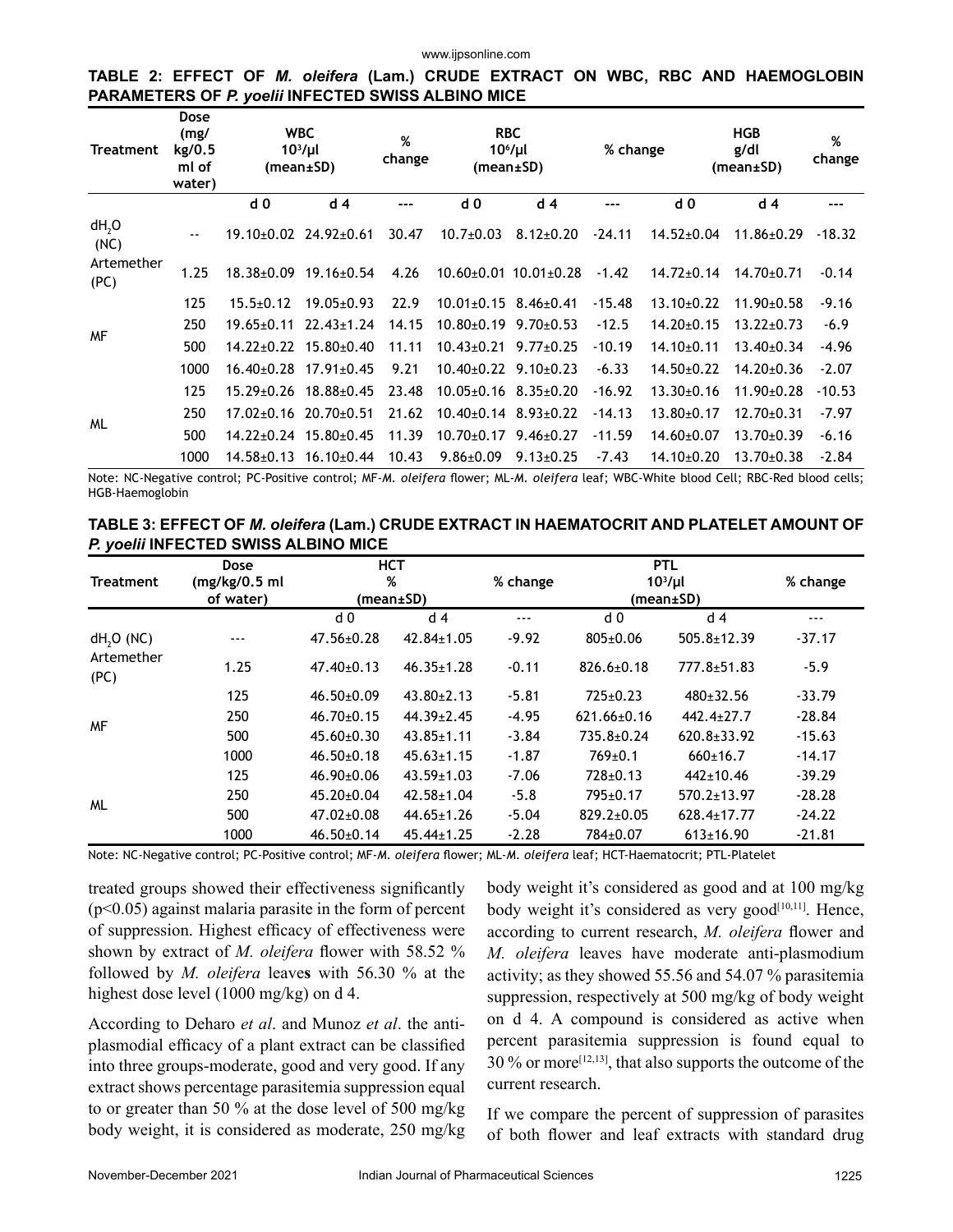**TABLE 2: EFFECT OF *M. oleifera* (Lam.) CRUDE EXTRACT ON WBC, RBC AND HAEMOGLOBIN PARAMETERS OF *P. yoelii* INFECTED SWISS ALBINO MICE**

| Treatment | Dose (mg/kg/0.5 ml of water) | WBC $10^3$/µl (mean±SD) | | % change | RBC $10^6$/µl (mean±SD) | | % change | HGB g/dl (mean±SD) | | % change |
|---|---|---|---|---|---|---|---|---|---|---|
| | | d 0 | d 4 | --- | d 0 | d 4 | --- | d 0 | d 4 | --- |
| $dH_2O$ (NC) | -- | 19.10±0.02 | 24.92±0.61 | 30.47 | 10.7±0.03 | 8.12±0.20 | -24.11 | 14.52±0.04 | 11.86±0.29 | -18.32 |
| Artemether (PC) | 1.25 | 18.38±0.09 | 19.16±0.54 | 4.26 | 10.60±0.01 | 10.01±0.28 | -1.42 | 14.72±0.14 | 14.70±0.71 | -0.14 |
| MF | 125 | 15.5±0.12 | 19.05±0.93 | 22.9 | 10.01±0.15 | 8.46±0.41 | -15.48 | 13.10±0.22 | 11.90±0.58 | -9.16 |
| | 250 | 19.65±0.11 | 22.43±1.24 | 14.15 | 10.80±0.19 | 9.70±0.53 | -12.5 | 14.20±0.15 | 13.22±0.73 | -6.9 |
| | 500 | 14.22±0.22 | 15.80±0.40 | 11.11 | 10.43±0.21 | 9.77±0.25 | -10.19 | 14.10±0.11 | 13.40±0.34 | -4.96 |
| | 1000 | 16.40±0.28 | 17.91±0.45 | 9.21 | 10.40±0.22 | 9.10±0.23 | -6.33 | 14.50±0.22 | 14.20±0.36 | -2.07 |
| ML | 125 | 15.29±0.26 | 18.88±0.45 | 23.48 | 10.05±0.16 | 8.35±0.20 | -16.92 | 13.30±0.16 | 11.90±0.28 | -10.53 |
| | 250 | 17.02±0.16 | 20.70±0.51 | 21.62 | 10.40±0.14 | 8.93±0.22 | -14.13 | 13.80±0.17 | 12.70±0.31 | -7.97 |
| | 500 | 14.22±0.24 | 15.80±0.45 | 11.39 | 10.70±0.17 | 9.46±0.27 | -11.59 | 14.60±0.07 | 13.70±0.39 | -6.16 |
| | 1000 | 14.58±0.13 | 16.10±0.44 | 10.43 | 9.86±0.09 | 9.13±0.25 | -7.43 | 14.10±0.20 | 13.70±0.38 | -2.84 |

Note: NC-Negative control; PC-Positive control; MF-*M. oleifera* flower; ML-*M. oleifera* leaf; WBC-White blood Cell; RBC-Red blood cells; HGB-Haemoglobin

**TABLE 3: EFFECT OF *M. oleifera* (Lam.) CRUDE EXTRACT IN HAEMATOCRIT AND PLATELET AMOUNT OF *P. yoelii* INFECTED SWISS ALBINO MICE**

| Treatment | Dose (mg/kg/0.5 ml of water) | HCT % (mean±SD) | | % change | PTL $10^3$/µl (mean±SD) | | % change |
|---|---|---|---|---|---|---|---|
| | | d 0 | d 4 | --- | d 0 | d 4 | --- |
| $dH_2O$ (NC) | --- | 47.56±0.28 | 42.84±1.05 | -9.92 | 805±0.06 | 505.8±12.39 | -37.17 |
| Artemether (PC) | 1.25 | 47.40±0.13 | 46.35±1.28 | -0.11 | 826.6±0.18 | 777.8±51.83 | -5.9 |
| MF | 125 | 46.50±0.09 | 43.80±2.13 | -5.81 | 725±0.23 | 480±32.56 | -33.79 |
| | 250 | 46.70±0.15 | 44.39±2.45 | -4.95 | 621.66±0.16 | 442.4±27.7 | -28.84 |
| | 500 | 45.60±0.30 | 43.85±1.11 | -3.84 | 735.8±0.24 | 620.8±33.92 | -15.63 |
| | 1000 | 46.50±0.18 | 45.63±1.15 | -1.87 | 769±0.1 | 660±16.7 | -14.17 |
| ML | 125 | 46.90±0.06 | 43.59±1.03 | -7.06 | 728±0.13 | 442±10.46 | -39.29 |
| | 250 | 45.20±0.04 | 42.58±1.04 | -5.8 | 795±0.17 | 570.2±13.97 | -28.28 |
| | 500 | 47.02±0.08 | 44.65±1.26 | -5.04 | 829.2±0.05 | 628.4±17.77 | -24.22 |
| | 1000 | 46.50±0.14 | 45.44±1.25 | -2.28 | 784±0.07 | 613±16.90 | -21.81 |

Note: NC-Negative control; PC-Positive control; MF-*M. oleifera* flower; ML-*M. oleifera* leaf; HCT-Haematocrit; PTL-Platelet

treated groups showed their effectiveness significantly ($p<0.05$) against malaria parasite in the form of percent of suppression. Highest efficacy of effectiveness were shown by extract of *M. oleifera* flower with 58.52 % followed by *M. oleifera* leave**s** with 56.30 % at the highest dose level (1000 mg/kg) on d 4.

According to Deharo *et al*. and Munoz *et al*. the anti-plasmodial efficacy of a plant extract can be classified into three groups-moderate, good and very good. If any extract shows percentage parasitemia suppression equal to or greater than 50 % at the dose level of 500 mg/kg body weight, it is considered as moderate, 250 mg/kg body weight it's considered as good and at 100 mg/kg body weight it's considered as very good[10,11]. Hence, according to current research, *M. oleifera* flower and *M. oleifera* leaves have moderate anti-plasmodium activity; as they showed 55.56 and 54.07 % parasitemia suppression, respectively at 500 mg/kg of body weight on d 4. A compound is considered as active when percent parasitemia suppression is found equal to 30 % or more[12,13], that also supports the outcome of the current research.

If we compare the percent of suppression of parasites of both flower and leaf extracts with standard drug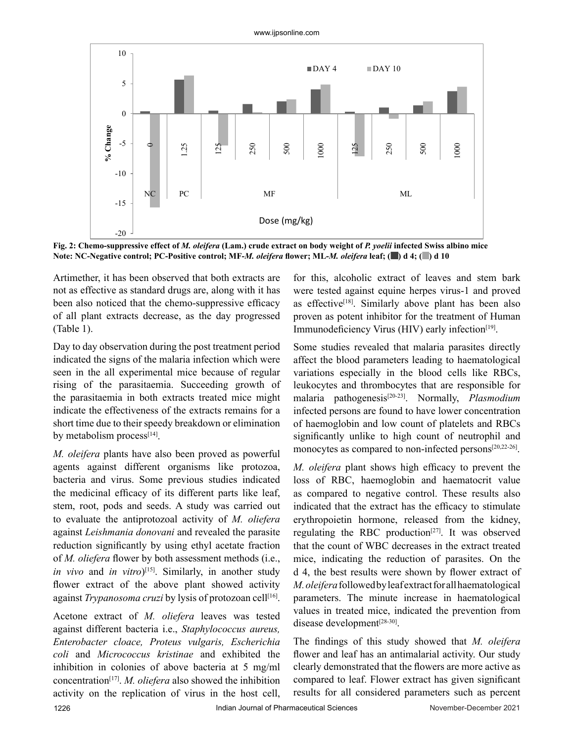Fig. 2: Chemo-suppressive effect of *M. oliefera* (Lam.) crude extract on body weight of *P. yoelii* infected Swiss albino mice
Note: NC-Negative control; PC-Positive control; MF-*M. oleifera* flower; ML-*M. oleifera* leaf; (■) d 4; (■) d 10

Artimether, it has been observed that both extracts are not as effective as standard drugs are, along with it has been also noticed that the chemo-suppressive efficacy of all plant extracts decrease, as the day progressed (Table 1).

Day to day observation during the post treatment period indicated the signs of the malaria infection which were seen in the all experimental mice because of regular rising of the parasitaemia. Succeeding growth of the parasitaemia in both extracts treated mice might indicate the effectiveness of the extracts remains for a short time due to their speedy breakdown or elimination by metabolism process[14].

*M. oleifera* plants have also been proved as powerful agents against different organisms like protozoa, bacteria and virus. Some previous studies indicated the medicinal efficacy of its different parts like leaf, stem, root, pods and seeds. A study was carried out to evaluate the antiprotozoal activity of *M. oliefera* against *Leishmania donovani* and revealed the parasite reduction significantly by using ethyl acetate fraction of *M. oliefera* flower by both assessment methods (i.e., *in vivo* and *in vitro*)[15]. Similarly, in another study flower extract of the above plant showed activity against *Trypanosoma cruzi* by lysis of protozoan cell[16].

Acetone extract of *M. oliefera* leaves was tested against different bacteria i.e., *Staphylococcus aureus, Enterobacter cloace, Proteus vulgaris, Escherichia coli* and *Micrococcus kristinae* and exhibited the inhibition in colonies of above bacteria at 5 mg/ml concentration[17]. *M. oliefera* also showed the inhibition activity on the replication of virus in the host cell, for this, alcoholic extract of leaves and stem bark were tested against equine herpes virus-1 and proved as effective[18]. Similarly above plant has been also proven as potent inhibitor for the treatment of Human Immunodeficiency Virus (HIV) early infection[19].

Some studies revealed that malaria parasites directly affect the blood parameters leading to haematological variations especially in the blood cells like RBCs, leukocytes and thrombocytes that are responsible for malaria pathogenesis[20-23]. Normally, *Plasmodium* infected persons are found to have lower concentration of haemoglobin and low count of platelets and RBCs significantly unlike to high count of neutrophil and monocytes as compared to non-infected persons[20,22-26].

*M. oliefera* plant shows high efficacy to prevent the loss of RBC, haemoglobin and haematocrit value as compared to negative control. These results also indicated that the extract has the efficacy to stimulate erythropoietin hormone, released from the kidney, regulating the RBC production[27]. It was observed that the count of WBC decreases in the extract treated mice, indicating the reduction of parasites. On the d 4, the best results were shown by flower extract of *M. oleifera* followed by leaf extract for all haematological parameters. The minute increase in haematological values in treated mice, indicated the prevention from disease development[28-30].

The findings of this study showed that *M. oleifera* flower and leaf has an antimalarial activity. Our study clearly demonstrated that the flowers are more active as compared to leaf. Flower extract has given significant results for all considered parameters such as percent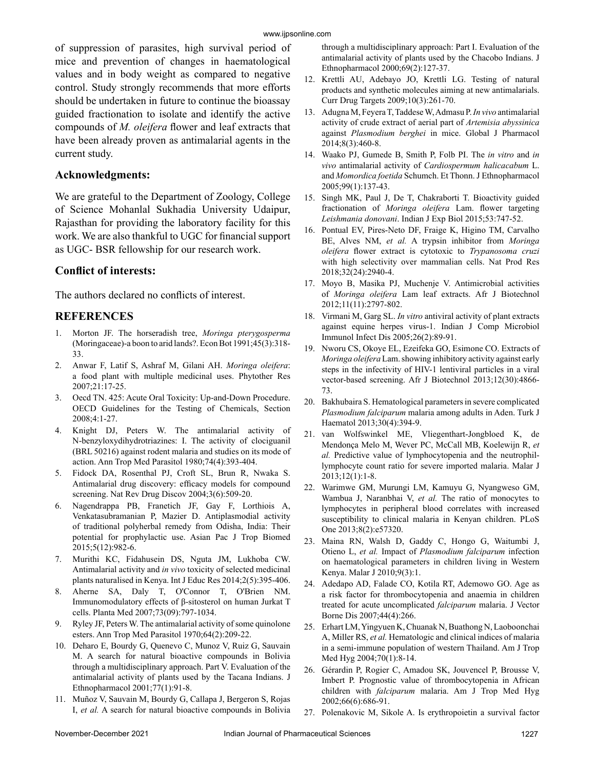of suppression of parasites, high survival period of mice and prevention of changes in haematological values and in body weight as compared to negative control. Study strongly recommends that more efforts should be undertaken in future to continue the bioassay guided fractionation to isolate and identify the active compounds of *M. oleifera* flower and leaf extracts that have been already proven as antimalarial agents in the current study.

## Acknowledgments:

We are grateful to the Department of Zoology, College of Science Mohanlal Sukhadia University Udaipur, Rajasthan for providing the laboratory facility for this work. We are also thankful to UGC for financial support as UGC- BSR fellowship for our research work.

## Conflict of interests:

The authors declared no conflicts of interest.

## REFERENCES

1. Morton JF. The horseradish tree, *Moringa pterygosperma* (Moringaceae)-a boon to arid lands?. Econ Bot 1991;45(3):318-33.
2. Anwar F, Latif S, Ashraf M, Gilani AH. *Moringa oleifera*: a food plant with multiple medicinal uses. Phytother Res 2007;21:17-25.
3. Oecd TN. 425: Acute Oral Toxicity: Up-and-Down Procedure. OECD Guidelines for the Testing of Chemicals, Section 2008;4:1-27.
4. Knight DJ, Peters W. The antimalarial activity of N-benzyloxydihydrotriazines: I. The activity of clociguanil (BRL 50216) against rodent malaria and studies on its mode of action. Ann Trop Med Parasitol 1980;74(4):393-404.
5. Fidock DA, Rosenthal PJ, Croft SL, Brun R, Nwaka S. Antimalarial drug discovery: efficacy models for compound screening. Nat Rev Drug Discov 2004;3(6):509-20.
6. Nagendrappa PB, Franetich JF, Gay F, Lorthiois A, Venkatasubramanian P, Mazier D. Antiplasmodial activity of traditional polyherbal remedy from Odisha, India: Their potential for prophylactic use. Asian Pac J Trop Biomed 2015;5(12):982-6.
7. Murithi KC, Fidahusein DS, Nguta JM, Lukhoba CW. Antimalarial activity and *in vivo* toxicity of selected medicinal plants naturalised in Kenya. Int J Educ Res 2014;2(5):395-406.
8. Aherne SA, Daly T, O'Connor T, O'Brien NM. Immunomodulatory effects of β-sitosterol on human Jurkat T cells. Planta Med 2007;73(09):797-1034.
9. Ryley JF, Peters W. The antimalarial activity of some quinolone esters. Ann Trop Med Parasitol 1970;64(2):209-22.
10. Deharo E, Bourdy G, Quenevo C, Munoz V, Ruiz G, Sauvain M. A search for natural bioactive compounds in Bolivia through a multidisciplinary approach. Part V. Evaluation of the antimalarial activity of plants used by the Tacana Indians. J Ethnopharmacol 2001;77(1):91-8.
11. Muñoz V, Sauvain M, Bourdy G, Callapa J, Bergeron S, Rojas I, *et al.* A search for natural bioactive compounds in Bolivia through a multidisciplinary approach: Part I. Evaluation of the antimalarial activity of plants used by the Chacobo Indians. J Ethnopharmacol 2000;69(2):127-37.
12. Krettli AU, Adebayo JO, Krettli LG. Testing of natural products and synthetic molecules aiming at new antimalarials. Curr Drug Targets 2009;10(3):261-70.
13. Adugna M, Feyera T, Taddese W, Admasu P. *In vivo* antimalarial activity of crude extract of aerial part of *Artemisia abyssinica* against *Plasmodium berghei* in mice. Global J Pharmacol 2014;8(3):460-8.
14. Waako PJ, Gumede B, Smith P, Folb PI. The *in vitro* and *in vivo* antimalarial activity of *Cardiospermum halicacabum* L. and *Momordica foetida* Schumch. Et Thonn. J Ethnopharmacol 2005;99(1):137-43.
15. Singh MK, Paul J, De T, Chakraborti T. Bioactivity guided fractionation of *Moringa oleifera* Lam. flower targeting *Leishmania donovani*. Indian J Exp Biol 2015;53:747-52.
16. Pontual EV, Pires-Neto DF, Fraige K, Higino TM, Carvalho BE, Alves NM, *et al.* A trypsin inhibitor from *Moringa oleifera* flower extract is cytotoxic to *Trypanosoma cruzi* with high selectivity over mammalian cells. Nat Prod Res 2018;32(24):2940-4.
17. Moyo B, Masika PJ, Muchenje V. Antimicrobial activities of *Moringa oleifera* Lam leaf extracts. Afr J Biotechnol 2012;11(11):2797-802.
18. Virmani M, Garg SL. *In vitro* antiviral activity of plant extracts against equine herpes virus-1. Indian J Comp Microbiol Immunol Infect Dis 2005;26(2):89-91.
19. Nworu CS, Okoye EL, Ezeifeka GO, Esimone CO. Extracts of *Moringa oleifera* Lam. showing inhibitory activity against early steps in the infectivity of HIV-1 lentiviral particles in a viral vector-based screening. Afr J Biotechnol 2013;12(30):4866-73.
20. Bakhubaira S. Hematological parameters in severe complicated *Plasmodium falciparum* malaria among adults in Aden. Turk J Haematol 2013;30(4):394-9.
21. van Wolfswinkel ME, Vliegenthart-Jongbloed K, de Mendonça Melo M, Wever PC, McCall MB, Koelewijn R, *et al.* Predictive value of lymphocytopenia and the neutrophil-lymphocyte count ratio for severe imported malaria. Malar J 2013;12(1):1-8.
22. Warimwe GM, Murungi LM, Kamuyu G, Nyangweso GM, Wambua J, Naranbhai V, *et al.* The ratio of monocytes to lymphocytes in peripheral blood correlates with increased susceptibility to clinical malaria in Kenyan children. PLoS One 2013;8(2):e57320.
23. Maina RN, Walsh D, Gaddy C, Hongo G, Waitumbi J, Otieno L, *et al.* Impact of *Plasmodium falciparum* infection on haematological parameters in children living in Western Kenya. Malar J 2010;9(3):1.
24. Adedapo AD, Falade CO, Kotila RT, Ademowo GO. Age as a risk factor for thrombocytopenia and anaemia in children treated for acute uncomplicated *falciparum* malaria. J Vector Borne Dis 2007;44(4):266.
25. Erhart LM, Yingyuen K, Chuanak N, Buathong N, Laoboonchai A, Miller RS, *et al.* Hematologic and clinical indices of malaria in a semi-immune population of western Thailand. Am J Trop Med Hyg 2004;70(1):8-14.
26. Gérardin P, Rogier C, Amadou SK, Jouvencel P, Brousse V, Imbert P. Prognostic value of thrombocytopenia in African children with *falciparum* malaria. Am J Trop Med Hyg 2002;66(6):686-91.
27. Polenakovic M, Sikole A. Is erythropoietin a survival factor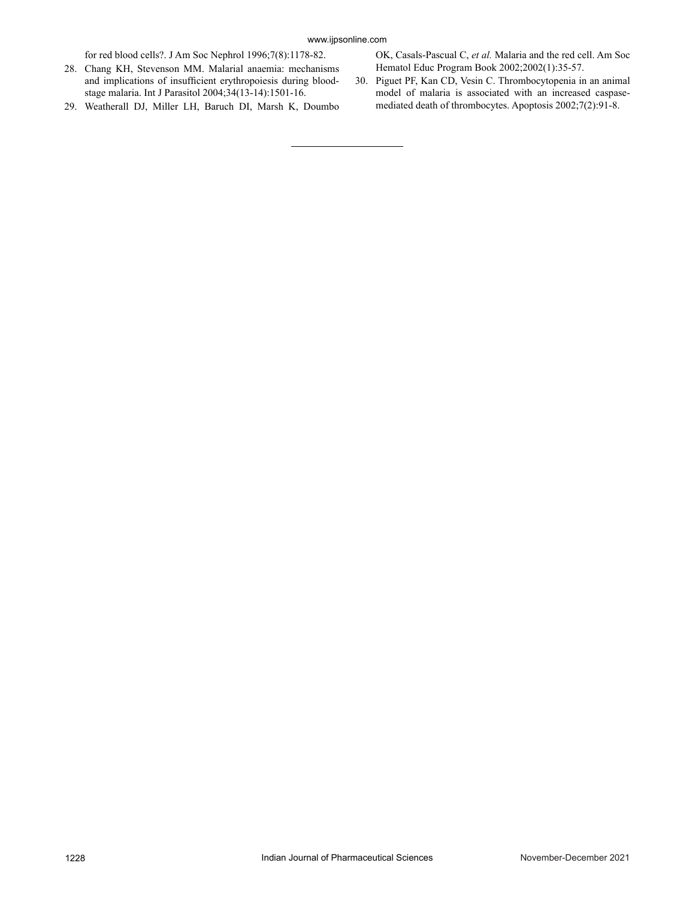for red blood cells?. J Am Soc Nephrol 1996;7(8):1178-82.

28. Chang KH, Stevenson MM. Malarial anaemia: mechanisms and implications of insufficient erythropoiesis during blood-stage malaria. Int J Parasitol 2004;34(13-14):1501-16.
29. Weatherall DJ, Miller LH, Baruch DI, Marsh K, Doumbo OK, Casals-Pascual C, *et al.* Malaria and the red cell. Am Soc Hematol Educ Program Book 2002;2002(1):35-57.
30. Piguet PF, Kan CD, Vesin C. Thrombocytopenia in an animal model of malaria is associated with an increased caspase-mediated death of thrombocytes. Apoptosis 2002;7(2):91-8.